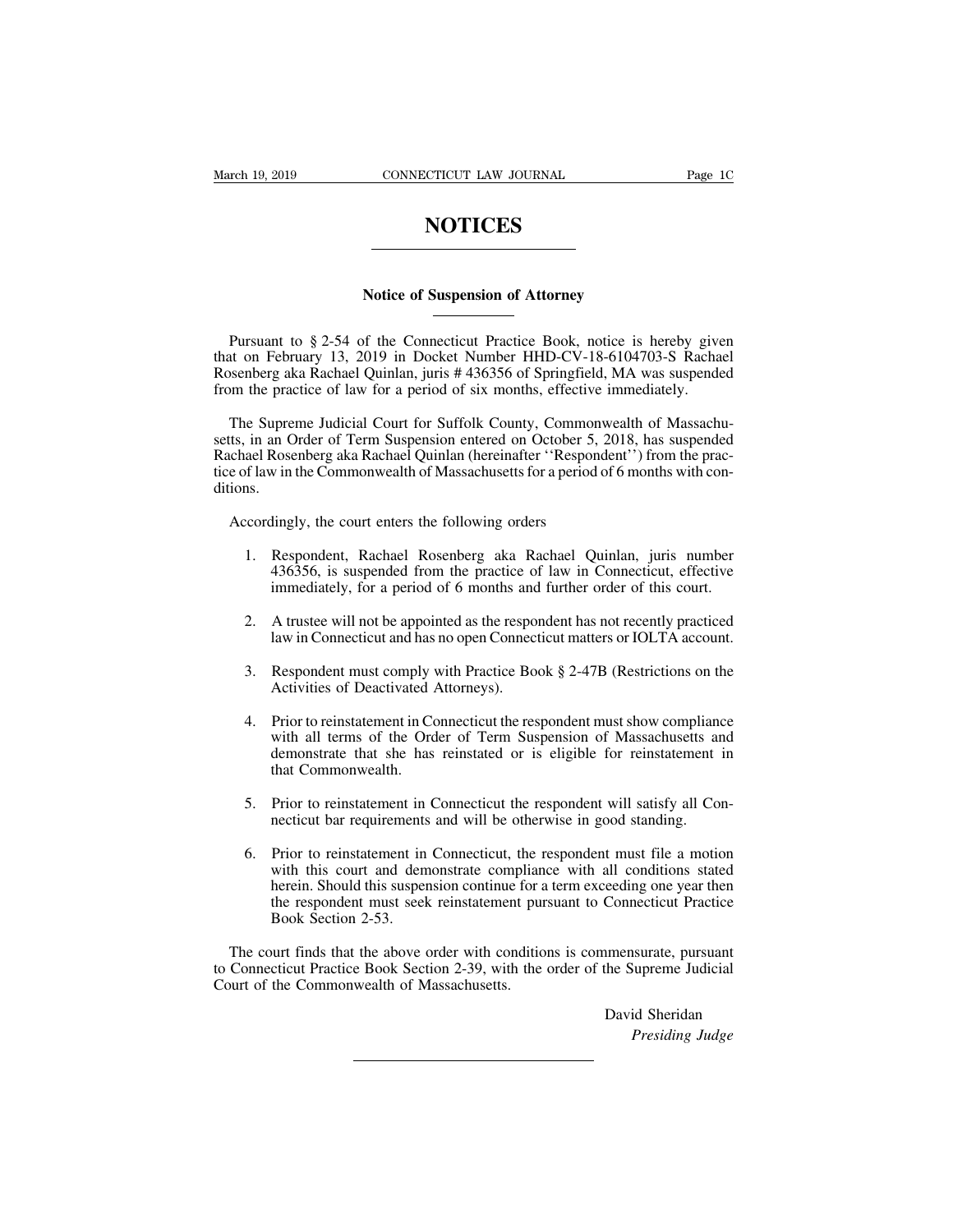# NOTICES

## Notice of Suspension of Attorney

Pursuant to § 2-54 of the Connecticut Practice Book, notice is hereby given that on February 13, 2019 in Docket Number HHD-CV-18-6104703-S Rachael Rosenberg aka Rachael Quinlan, juris # 436356 of Springfield, MA was suspended from the practice of law for a period of six months, effective immediately.

The Supreme Judicial Court for Suffolk County, Commonwealth of Massachusetts, in an Order of Term Suspension entered on October 5, 2018, has suspended Rachael Rosenberg aka Rachael Quinlan (hereinafter ''Respondent'') from the practice of law in the Commonwealth of Massachusetts for a period of 6 months with conditions.

Accordingly, the court enters the following orders

1. Respondent, Rachael Rosenberg aka Rachael Quinlan, juris number 436356, is suspended from the practice of law in Connecticut, effective immediately, for a period of 6 months and further order of this court.
2. A trustee will not be appointed as the respondent has not recently practiced law in Connecticut and has no open Connecticut matters or IOLTA account.
3. Respondent must comply with Practice Book § 2-47B (Restrictions on the Activities of Deactivated Attorneys).
4. Prior to reinstatement in Connecticut the respondent must show compliance with all terms of the Order of Term Suspension of Massachusetts and demonstrate that she has reinstated or is eligible for reinstatement in that Commonwealth.
5. Prior to reinstatement in Connecticut the respondent will satisfy all Connecticut bar requirements and will be otherwise in good standing.
6. Prior to reinstatement in Connecticut, the respondent must file a motion with this court and demonstrate compliance with all conditions stated herein. Should this suspension continue for a term exceeding one year then the respondent must seek reinstatement pursuant to Connecticut Practice Book Section 2-53.

The court finds that the above order with conditions is commensurate, pursuant to Connecticut Practice Book Section 2-39, with the order of the Supreme Judicial Court of the Commonwealth of Massachusetts.

David Sheridan
*Presiding Judge*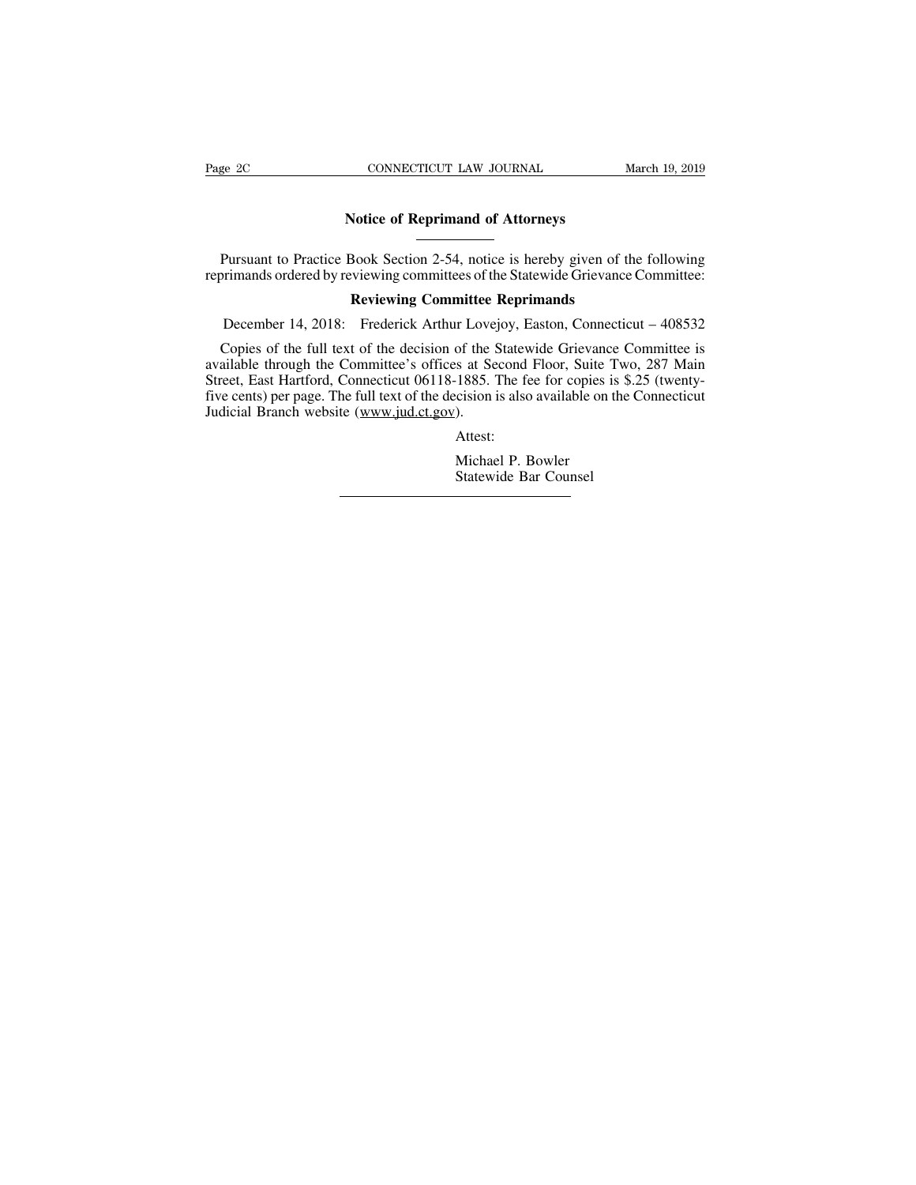# Notice of Reprimand of Attorneys

Pursuant to Practice Book Section 2-54, notice is hereby given of the following reprimands ordered by reviewing committees of the Statewide Grievance Committee:

## Reviewing Committee Reprimands

December 14, 2018: Frederick Arthur Lovejoy, Easton, Connecticut – 408532

Copies of the full text of the decision of the Statewide Grievance Committee is available through the Committee's offices at Second Floor, Suite Two, 287 Main Street, East Hartford, Connecticut 06118-1885. The fee for copies is $.25 (twenty-five cents) per page. The full text of the decision is also available on the Connecticut Judicial Branch website (www.jud.ct.gov).

Attest:

Michael P. Bowler
Statewide Bar Counsel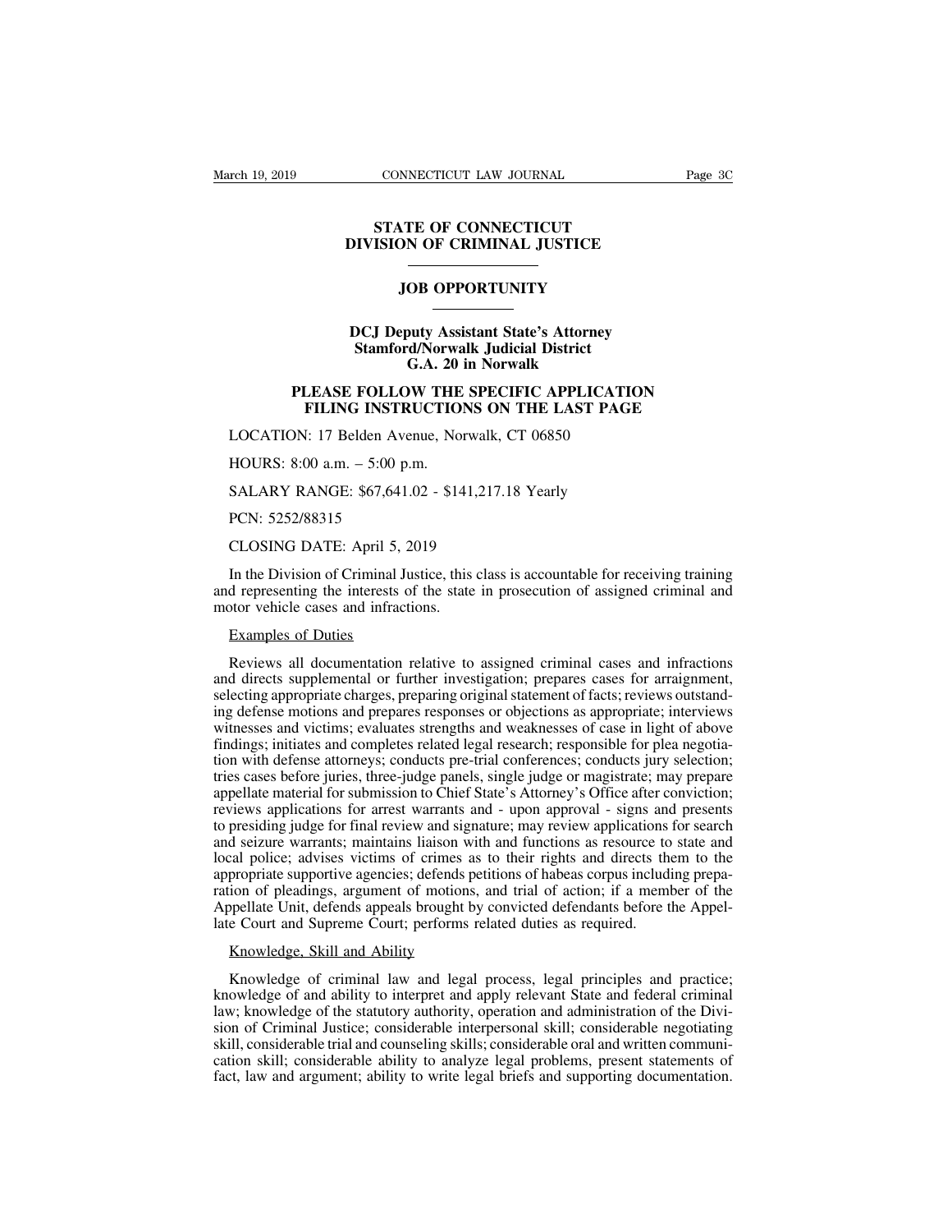# STATE OF CONNECTICUT
# DIVISION OF CRIMINAL JUSTICE

## JOB OPPORTUNITY

### DCJ Deputy Assistant State's Attorney
### Stamford/Norwalk Judicial District
### G.A. 20 in Norwalk

**PLEASE FOLLOW THE SPECIFIC APPLICATION FILING INSTRUCTIONS ON THE LAST PAGE**

LOCATION: 17 Belden Avenue, Norwalk, CT 06850

HOURS: 8:00 a.m. – 5:00 p.m.

SALARY RANGE: $67,641.02 - $141,217.18 Yearly

PCN: 5252/88315

CLOSING DATE: April 5, 2019

In the Division of Criminal Justice, this class is accountable for receiving training and representing the interests of the state in prosecution of assigned criminal and motor vehicle cases and infractions.

Examples of Duties

Reviews all documentation relative to assigned criminal cases and infractions and directs supplemental or further investigation; prepares cases for arraignment, selecting appropriate charges, preparing original statement of facts; reviews outstanding defense motions and prepares responses or objections as appropriate; interviews witnesses and victims; evaluates strengths and weaknesses of case in light of above findings; initiates and completes related legal research; responsible for plea negotiation with defense attorneys; conducts pre-trial conferences; conducts jury selection; tries cases before juries, three-judge panels, single judge or magistrate; may prepare appellate material for submission to Chief State's Attorney's Office after conviction; reviews applications for arrest warrants and - upon approval - signs and presents to presiding judge for final review and signature; may review applications for search and seizure warrants; maintains liaison with and functions as resource to state and local police; advises victims of crimes as to their rights and directs them to the appropriate supportive agencies; defends petitions of habeas corpus including preparation of pleadings, argument of motions, and trial of action; if a member of the Appellate Unit, defends appeals brought by convicted defendants before the Appellate Court and Supreme Court; performs related duties as required.

Knowledge, Skill and Ability

Knowledge of criminal law and legal process, legal principles and practice; knowledge of and ability to interpret and apply relevant State and federal criminal law; knowledge of the statutory authority, operation and administration of the Division of Criminal Justice; considerable interpersonal skill; considerable negotiating skill, considerable trial and counseling skills; considerable oral and written communication skill; considerable ability to analyze legal problems, present statements of fact, law and argument; ability to write legal briefs and supporting documentation.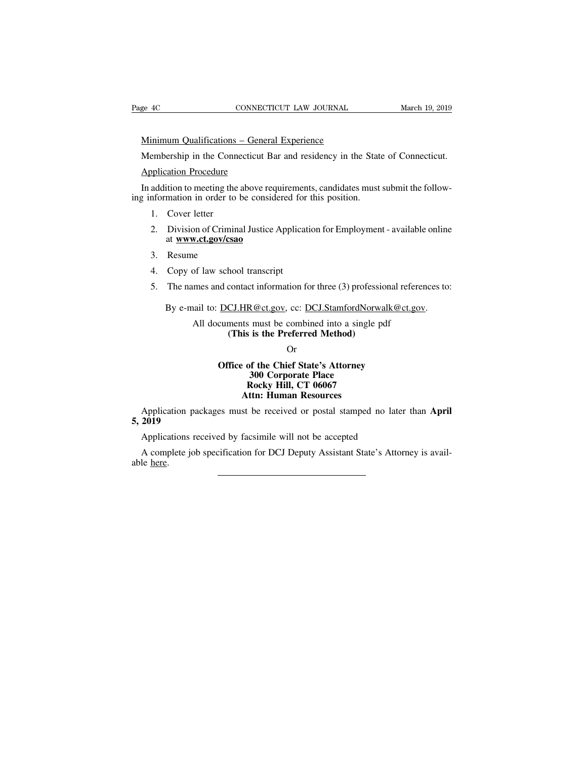Minimum Qualifications – General Experience

Membership in the Connecticut Bar and residency in the State of Connecticut.

Application Procedure

In addition to meeting the above requirements, candidates must submit the following information in order to be considered for this position.

1. Cover letter
2. Division of Criminal Justice Application for Employment - available online at **www.ct.gov/csao**
3. Resume
4. Copy of law school transcript
5. The names and contact information for three (3) professional references to:

By e-mail to: DCJ.HR@ct.gov, cc: DCJ.StamfordNorwalk@ct.gov.

All documents must be combined into a single pdf
**(This is the Preferred Method)**

Or

**Office of the Chief State's Attorney**
**300 Corporate Place**
**Rocky Hill, CT 06067**
**Attn: Human Resources**

Application packages must be received or postal stamped no later than **April 5, 2019**

Applications received by facsimile will not be accepted

A complete job specification for DCJ Deputy Assistant State's Attorney is available here.